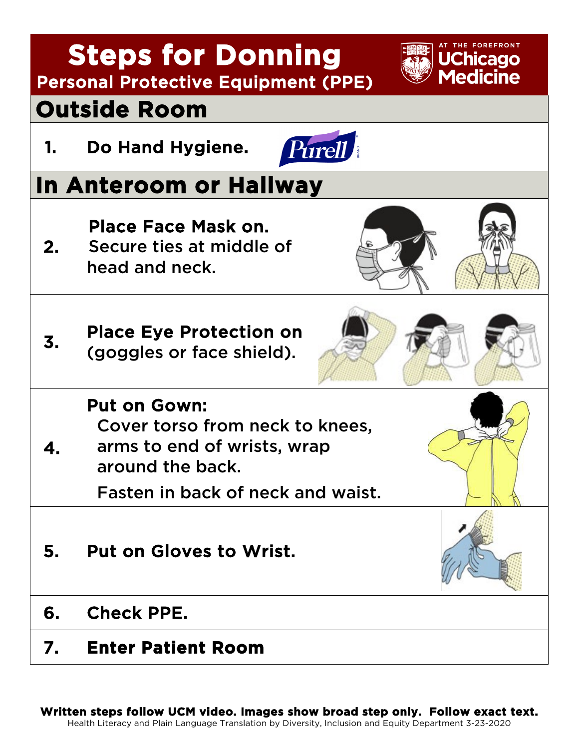# Steps for Donning

## Personal Protective Equipment (PPE)

AT THE FOREFRONT
UChicago Medicine

## Outside Room

1. **Do Hand Hygiene.**

## In Anteroom or Hallway

2. **Place Face Mask on.**
   Secure ties at middle of head and neck.

3. **Place Eye Protection on (goggles or face shield).**

4. **Put on Gown:**
   Cover torso from neck to knees, arms to end of wrists, wrap around the back.
   Fasten in back of neck and waist.

5. **Put on Gloves to Wrist.**

6. **Check PPE.**

7. **Enter Patient Room**

**Written steps follow UCM video. Images show broad step only. Follow exact text.**

Health Literacy and Plain Language Translation by Diversity, Inclusion and Equity Department 3-23-2020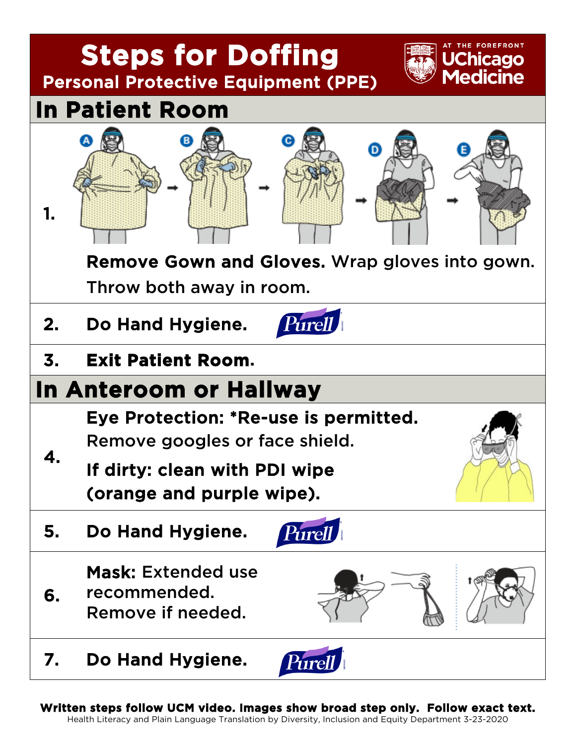# Steps for Doffing

## Personal Protective Equipment (PPE)

AT THE FOREFRONT UChicago Medicine

## In Patient Room

1. **Remove Gown and Gloves.** Wrap gloves into gown. Throw both away in room.

2. **Do Hand Hygiene.**

3. **Exit Patient Room.**

## In Anteroom or Hallway

4. **Eye Protection: *Re-use is permitted.**
   Remove googles or face shield.
   **If dirty: clean with PDI wipe (orange and purple wipe).**

5. **Do Hand Hygiene.**

6. **Mask:** Extended use recommended. Remove if needed.

7. **Do Hand Hygiene.**

**Written steps follow UCM video. Images show broad step only. Follow exact text.**
Health Literacy and Plain Language Translation by Diversity, Inclusion and Equity Department 3-23-2020